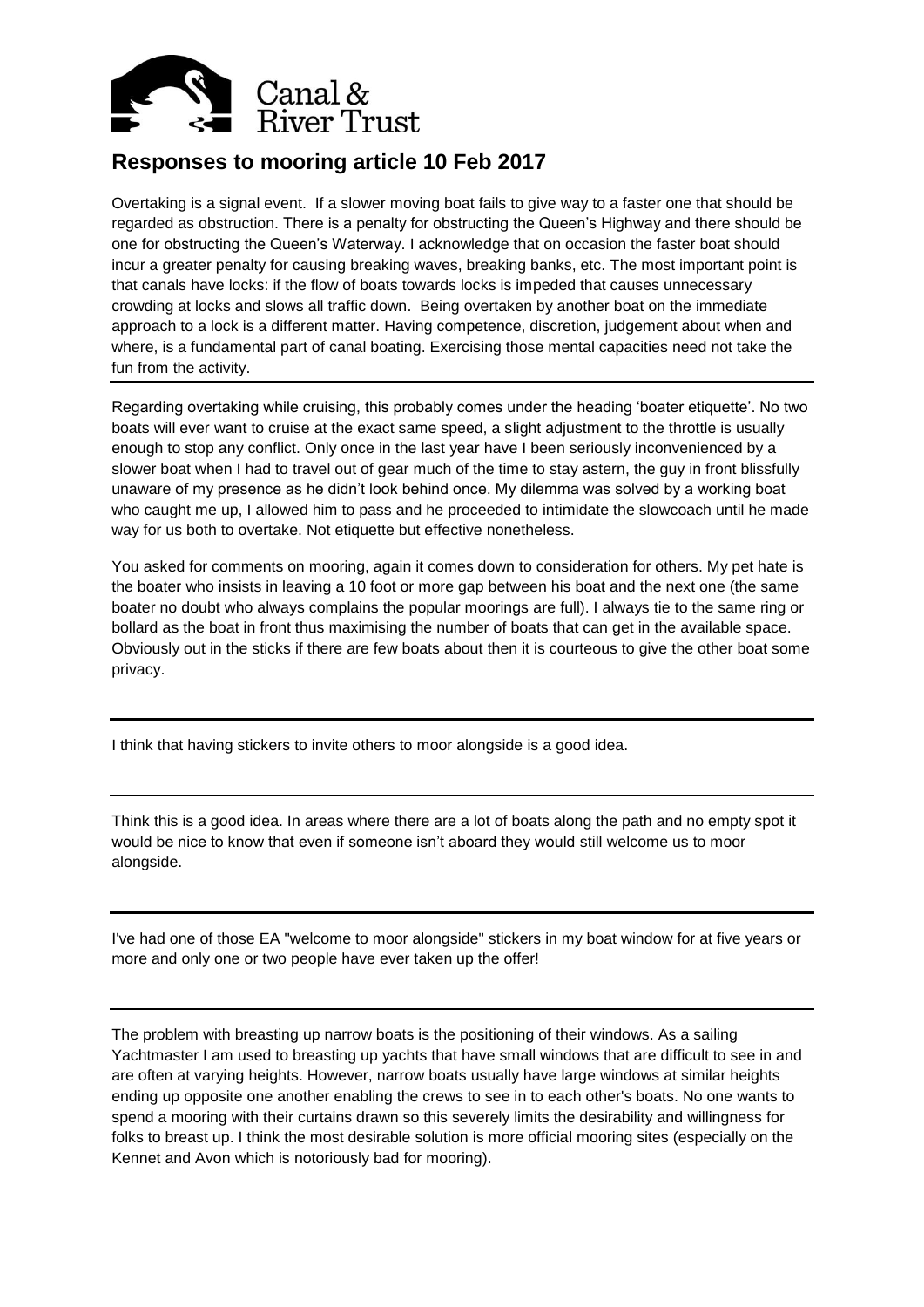Canal & River Trust

## Responses to mooring article 10 Feb 2017

Overtaking is a signal event. If a slower moving boat fails to give way to a faster one that should be regarded as obstruction. There is a penalty for obstructing the Queen's Highway and there should be one for obstructing the Queen's Waterway. I acknowledge that on occasion the faster boat should incur a greater penalty for causing breaking waves, breaking banks, etc. The most important point is that canals have locks: if the flow of boats towards locks is impeded that causes unnecessary crowding at locks and slows all traffic down. Being overtaken by another boat on the immediate approach to a lock is a different matter. Having competence, discretion, judgement about when and where, is a fundamental part of canal boating. Exercising those mental capacities need not take the fun from the activity.

---

Regarding overtaking while cruising, this probably comes under the heading 'boater etiquette'. No two boats will ever want to cruise at the exact same speed, a slight adjustment to the throttle is usually enough to stop any conflict. Only once in the last year have I been seriously inconvenienced by a slower boat when I had to travel out of gear much of the time to stay astern, the guy in front blissfully unaware of my presence as he didn't look behind once. My dilemma was solved by a working boat who caught me up, I allowed him to pass and he proceeded to intimidate the slowcoach until he made way for us both to overtake. Not etiquette but effective nonetheless.

You asked for comments on mooring, again it comes down to consideration for others. My pet hate is the boater who insists in leaving a 10 foot or more gap between his boat and the next one (the same boater no doubt who always complains the popular moorings are full). I always tie to the same ring or bollard as the boat in front thus maximising the number of boats that can get in the available space. Obviously out in the sticks if there are few boats about then it is courteous to give the other boat some privacy.

---

I think that having stickers to invite others to moor alongside is a good idea.

---

Think this is a good idea. In areas where there are a lot of boats along the path and no empty spot it would be nice to know that even if someone isn't aboard they would still welcome us to moor alongside.

---

I've had one of those EA "welcome to moor alongside" stickers in my boat window for at five years or more and only one or two people have ever taken up the offer!

---

The problem with breasting up narrow boats is the positioning of their windows. As a sailing Yachtmaster I am used to breasting up yachts that have small windows that are difficult to see in and are often at varying heights. However, narrow boats usually have large windows at similar heights ending up opposite one another enabling the crews to see in to each other's boats. No one wants to spend a mooring with their curtains drawn so this severely limits the desirability and willingness for folks to breast up. I think the most desirable solution is more official mooring sites (especially on the Kennet and Avon which is notoriously bad for mooring).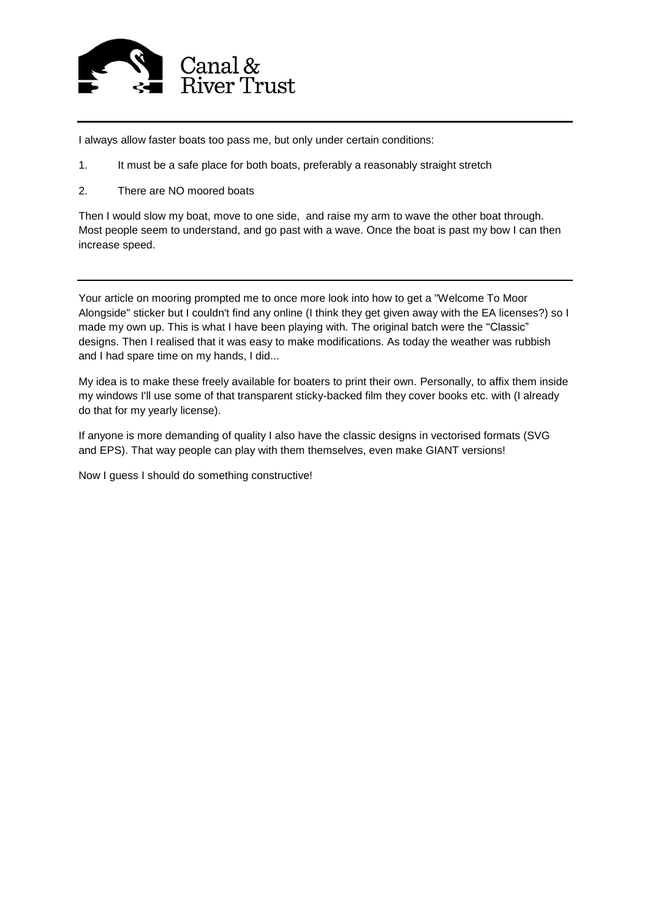I always allow faster boats too pass me, but only under certain conditions:

1. It must be a safe place for both boats, preferably a reasonably straight stretch
2. There are NO moored boats

Then I would slow my boat, move to one side, and raise my arm to wave the other boat through. Most people seem to understand, and go past with a wave. Once the boat is past my bow I can then increase speed.

---

Your article on mooring prompted me to once more look into how to get a "Welcome To Moor Alongside" sticker but I couldn't find any online (I think they get given away with the EA licenses?) so I made my own up. This is what I have been playing with. The original batch were the "Classic" designs. Then I realised that it was easy to make modifications. As today the weather was rubbish and I had spare time on my hands, I did...

My idea is to make these freely available for boaters to print their own. Personally, to affix them inside my windows I'll use some of that transparent sticky-backed film they cover books etc. with (I already do that for my yearly license).

If anyone is more demanding of quality I also have the classic designs in vectorised formats (SVG and EPS). That way people can play with them themselves, even make GIANT versions!

Now I guess I should do something constructive!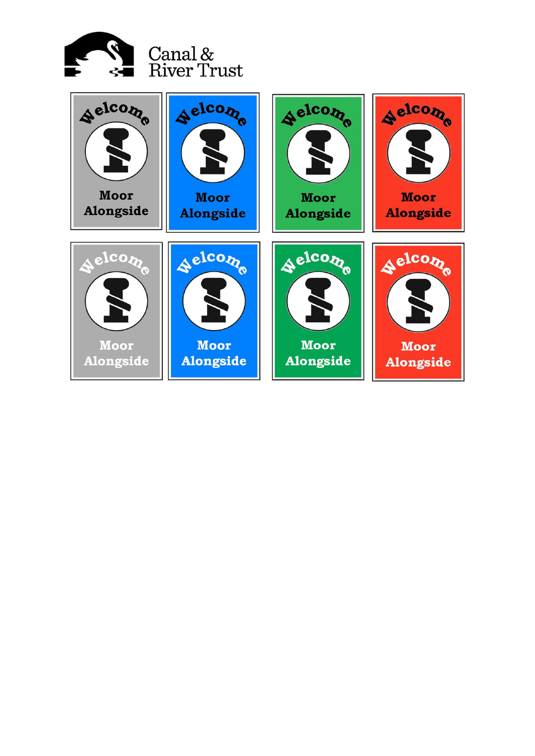Canal & River Trust

Welcome
Moor Alongside

Welcome
Moor Alongside

Welcome
Moor Alongside

Welcome
Moor Alongside

Welcome
Moor Alongside

Welcome
Moor Alongside

Welcome
Moor Alongside

Welcome
Moor Alongside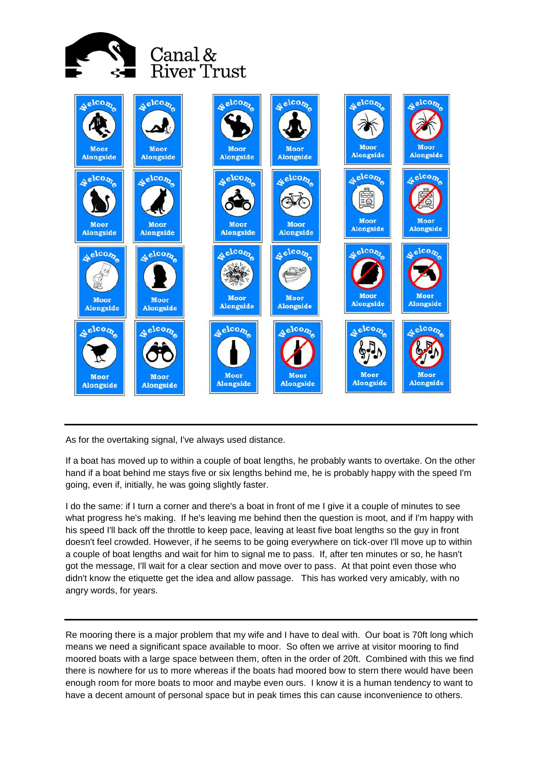Canal & River Trust

---

As for the overtaking signal, I've always used distance.

If a boat has moved up to within a couple of boat lengths, he probably wants to overtake. On the other hand if a boat behind me stays five or six lengths behind me, he is probably happy with the speed I'm going, even if, initially, he was going slightly faster.

I do the same: if I turn a corner and there's a boat in front of me I give it a couple of minutes to see what progress he's making. If he's leaving me behind then the question is moot, and if I'm happy with his speed I'll back off the throttle to keep pace, leaving at least five boat lengths so the guy in front doesn't feel crowded. However, if he seems to be going everywhere on tick-over I'll move up to within a couple of boat lengths and wait for him to signal me to pass. If, after ten minutes or so, he hasn't got the message, I'll wait for a clear section and move over to pass. At that point even those who didn't know the etiquette get the idea and allow passage. This has worked very amicably, with no angry words, for years.

---

Re mooring there is a major problem that my wife and I have to deal with. Our boat is 70ft long which means we need a significant space available to moor. So often we arrive at visitor mooring to find moored boats with a large space between them, often in the order of 20ft. Combined with this we find there is nowhere for us to more whereas if the boats had moored bow to stern there would have been enough room for more boats to moor and maybe even ours. I know it is a human tendency to want to have a decent amount of personal space but in peak times this can cause inconvenience to others.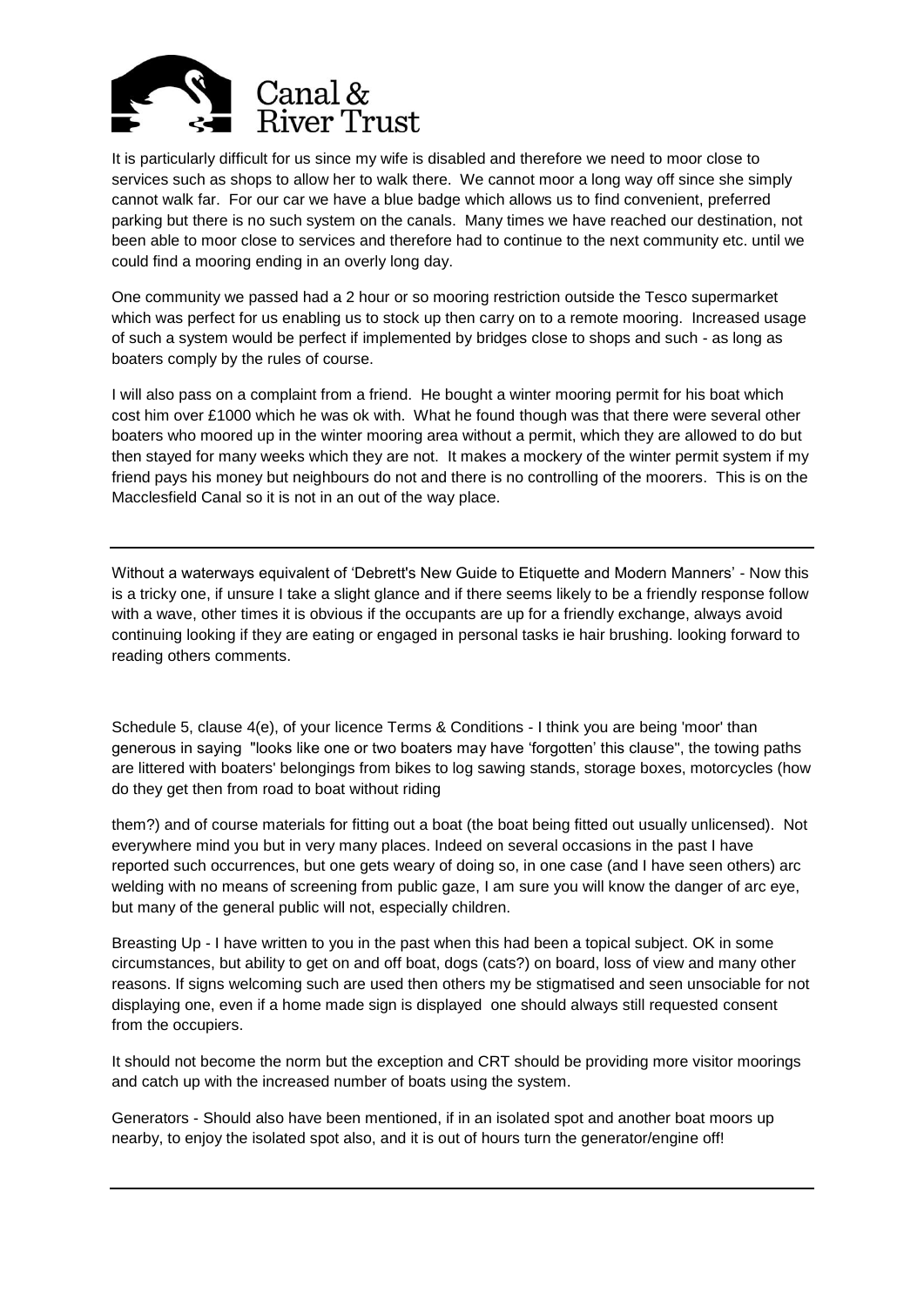It is particularly difficult for us since my wife is disabled and therefore we need to moor close to services such as shops to allow her to walk there. We cannot moor a long way off since she simply cannot walk far. For our car we have a blue badge which allows us to find convenient, preferred parking but there is no such system on the canals. Many times we have reached our destination, not been able to moor close to services and therefore had to continue to the next community etc. until we could find a mooring ending in an overly long day.

One community we passed had a 2 hour or so mooring restriction outside the Tesco supermarket which was perfect for us enabling us to stock up then carry on to a remote mooring. Increased usage of such a system would be perfect if implemented by bridges close to shops and such - as long as boaters comply by the rules of course.

I will also pass on a complaint from a friend. He bought a winter mooring permit for his boat which cost him over £1000 which he was ok with. What he found though was that there were several other boaters who moored up in the winter mooring area without a permit, which they are allowed to do but then stayed for many weeks which they are not. It makes a mockery of the winter permit system if my friend pays his money but neighbours do not and there is no controlling of the moorers. This is on the Macclesfield Canal so it is not in an out of the way place.

---

Without a waterways equivalent of 'Debrett's New Guide to Etiquette and Modern Manners' - Now this is a tricky one, if unsure I take a slight glance and if there seems likely to be a friendly response follow with a wave, other times it is obvious if the occupants are up for a friendly exchange, always avoid continuing looking if they are eating or engaged in personal tasks ie hair brushing. looking forward to reading others comments.

Schedule 5, clause 4(e), of your licence Terms & Conditions - I think you are being 'moor' than generous in saying "looks like one or two boaters may have 'forgotten' this clause", the towing paths are littered with boaters' belongings from bikes to log sawing stands, storage boxes, motorcycles (how do they get then from road to boat without riding

them?) and of course materials for fitting out a boat (the boat being fitted out usually unlicensed). Not everywhere mind you but in very many places. Indeed on several occasions in the past I have reported such occurrences, but one gets weary of doing so, in one case (and I have seen others) arc welding with no means of screening from public gaze, I am sure you will know the danger of arc eye, but many of the general public will not, especially children.

Breasting Up - I have written to you in the past when this had been a topical subject. OK in some circumstances, but ability to get on and off boat, dogs (cats?) on board, loss of view and many other reasons. If signs welcoming such are used then others my be stigmatised and seen unsociable for not displaying one, even if a home made sign is displayed one should always still requested consent from the occupiers.

It should not become the norm but the exception and CRT should be providing more visitor moorings and catch up with the increased number of boats using the system.

Generators - Should also have been mentioned, if in an isolated spot and another boat moors up nearby, to enjoy the isolated spot also, and it is out of hours turn the generator/engine off!

---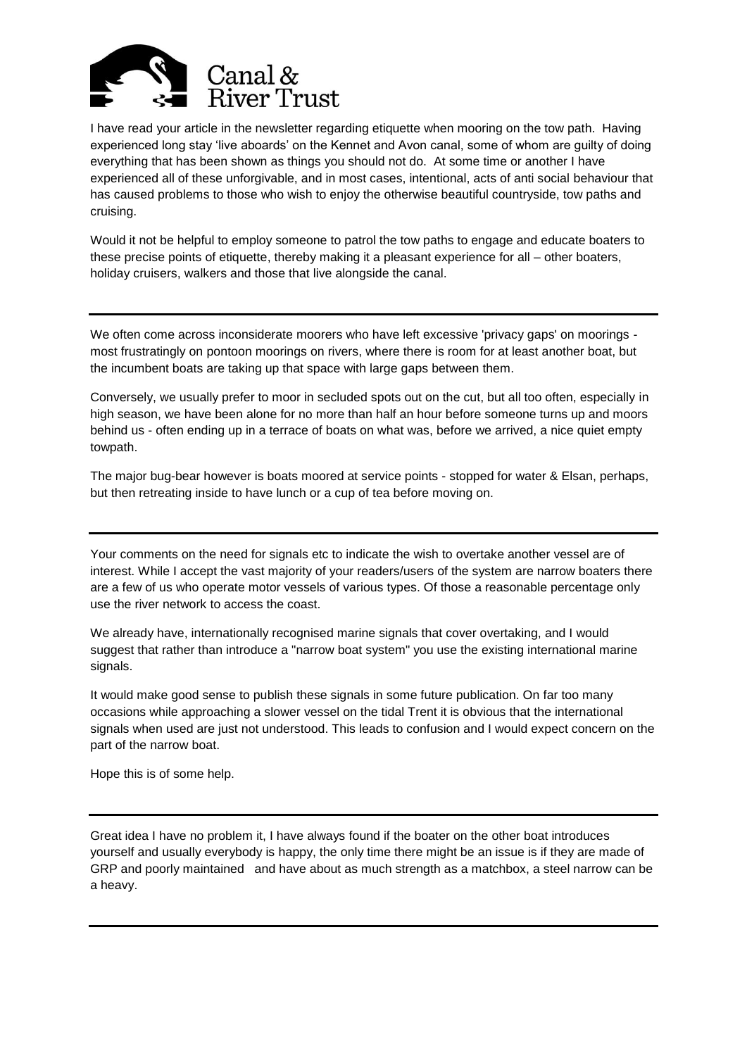I have read your article in the newsletter regarding etiquette when mooring on the tow path. Having experienced long stay 'live aboards' on the Kennet and Avon canal, some of whom are guilty of doing everything that has been shown as things you should not do. At some time or another I have experienced all of these unforgivable, and in most cases, intentional, acts of anti social behaviour that has caused problems to those who wish to enjoy the otherwise beautiful countryside, tow paths and cruising.

Would it not be helpful to employ someone to patrol the tow paths to engage and educate boaters to these precise points of etiquette, thereby making it a pleasant experience for all – other boaters, holiday cruisers, walkers and those that live alongside the canal.

---

We often come across inconsiderate moorers who have left excessive 'privacy gaps' on moorings - most frustratingly on pontoon moorings on rivers, where there is room for at least another boat, but the incumbent boats are taking up that space with large gaps between them.

Conversely, we usually prefer to moor in secluded spots out on the cut, but all too often, especially in high season, we have been alone for no more than half an hour before someone turns up and moors behind us - often ending up in a terrace of boats on what was, before we arrived, a nice quiet empty towpath.

The major bug-bear however is boats moored at service points - stopped for water & Elsan, perhaps, but then retreating inside to have lunch or a cup of tea before moving on.

---

Your comments on the need for signals etc to indicate the wish to overtake another vessel are of interest. While I accept the vast majority of your readers/users of the system are narrow boaters there are a few of us who operate motor vessels of various types. Of those a reasonable percentage only use the river network to access the coast.

We already have, internationally recognised marine signals that cover overtaking, and I would suggest that rather than introduce a "narrow boat system" you use the existing international marine signals.

It would make good sense to publish these signals in some future publication. On far too many occasions while approaching a slower vessel on the tidal Trent it is obvious that the international signals when used are just not understood. This leads to confusion and I would expect concern on the part of the narrow boat.

Hope this is of some help.

---

Great idea I have no problem it, I have always found if the boater on the other boat introduces yourself and usually everybody is happy, the only time there might be an issue is if they are made of GRP and poorly maintained and have about as much strength as a matchbox, a steel narrow can be a heavy.

---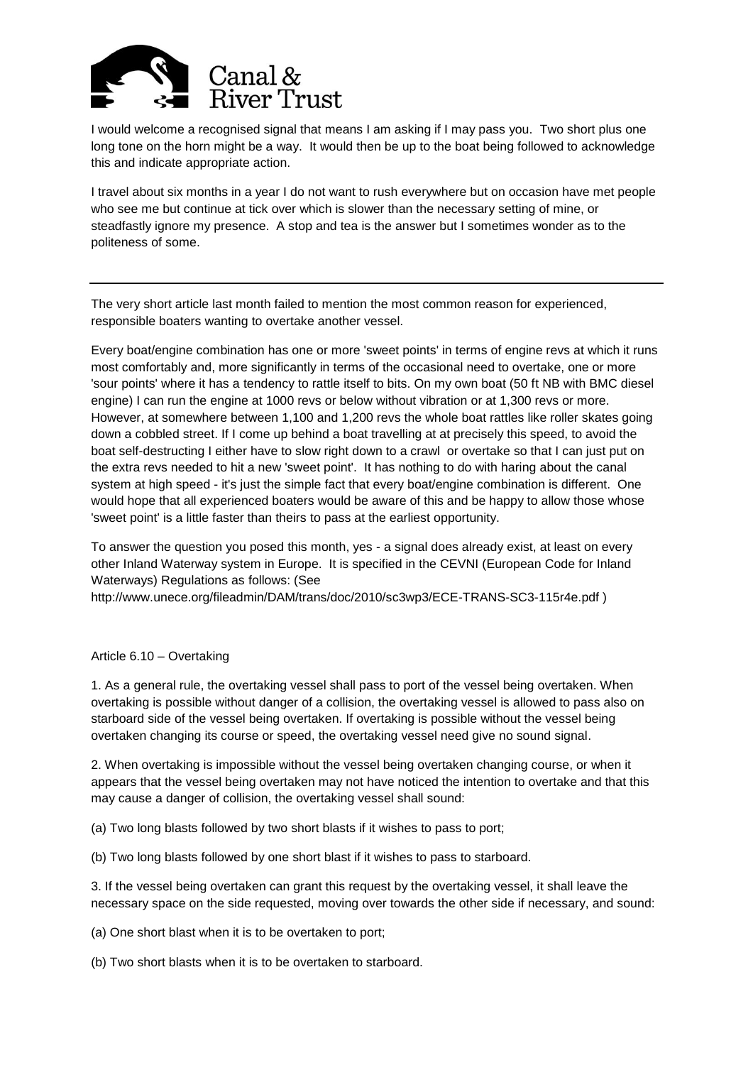I would welcome a recognised signal that means I am asking if I may pass you. Two short plus one long tone on the horn might be a way. It would then be up to the boat being followed to acknowledge this and indicate appropriate action.

I travel about six months in a year I do not want to rush everywhere but on occasion have met people who see me but continue at tick over which is slower than the necessary setting of mine, or steadfastly ignore my presence. A stop and tea is the answer but I sometimes wonder as to the politeness of some.

---

The very short article last month failed to mention the most common reason for experienced, responsible boaters wanting to overtake another vessel.

Every boat/engine combination has one or more 'sweet points' in terms of engine revs at which it runs most comfortably and, more significantly in terms of the occasional need to overtake, one or more 'sour points' where it has a tendency to rattle itself to bits. On my own boat (50 ft NB with BMC diesel engine) I can run the engine at 1000 revs or below without vibration or at 1,300 revs or more. However, at somewhere between 1,100 and 1,200 revs the whole boat rattles like roller skates going down a cobbled street. If I come up behind a boat travelling at at precisely this speed, to avoid the boat self-destructing I either have to slow right down to a crawl or overtake so that I can just put on the extra revs needed to hit a new 'sweet point'. It has nothing to do with haring about the canal system at high speed - it's just the simple fact that every boat/engine combination is different. One would hope that all experienced boaters would be aware of this and be happy to allow those whose 'sweet point' is a little faster than theirs to pass at the earliest opportunity.

To answer the question you posed this month, yes - a signal does already exist, at least on every other Inland Waterway system in Europe. It is specified in the CEVNI (European Code for Inland Waterways) Regulations as follows: (See http://www.unece.org/fileadmin/DAM/trans/doc/2010/sc3wp3/ECE-TRANS-SC3-115r4e.pdf )

Article 6.10 – Overtaking

1. As a general rule, the overtaking vessel shall pass to port of the vessel being overtaken. When overtaking is possible without danger of a collision, the overtaking vessel is allowed to pass also on starboard side of the vessel being overtaken. If overtaking is possible without the vessel being overtaken changing its course or speed, the overtaking vessel need give no sound signal.

2. When overtaking is impossible without the vessel being overtaken changing course, or when it appears that the vessel being overtaken may not have noticed the intention to overtake and that this may cause a danger of collision, the overtaking vessel shall sound:

(a) Two long blasts followed by two short blasts if it wishes to pass to port;

(b) Two long blasts followed by one short blast if it wishes to pass to starboard.

3. If the vessel being overtaken can grant this request by the overtaking vessel, it shall leave the necessary space on the side requested, moving over towards the other side if necessary, and sound:

(a) One short blast when it is to be overtaken to port;

(b) Two short blasts when it is to be overtaken to starboard.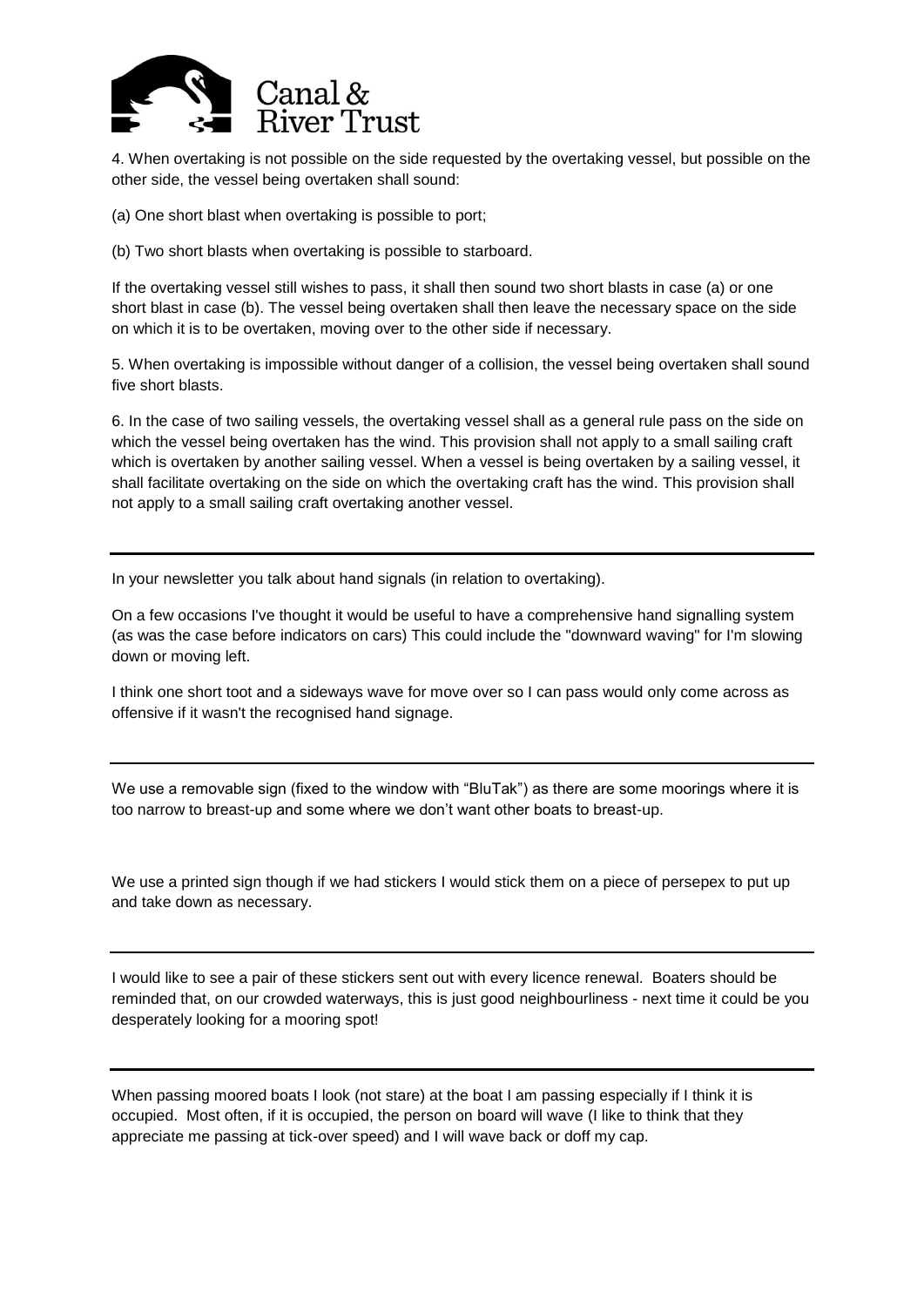4. When overtaking is not possible on the side requested by the overtaking vessel, but possible on the other side, the vessel being overtaken shall sound:

(a) One short blast when overtaking is possible to port;

(b) Two short blasts when overtaking is possible to starboard.

If the overtaking vessel still wishes to pass, it shall then sound two short blasts in case (a) or one short blast in case (b). The vessel being overtaken shall then leave the necessary space on the side on which it is to be overtaken, moving over to the other side if necessary.

5. When overtaking is impossible without danger of a collision, the vessel being overtaken shall sound five short blasts.

6. In the case of two sailing vessels, the overtaking vessel shall as a general rule pass on the side on which the vessel being overtaken has the wind. This provision shall not apply to a small sailing craft which is overtaken by another sailing vessel. When a vessel is being overtaken by a sailing vessel, it shall facilitate overtaking on the side on which the overtaking craft has the wind. This provision shall not apply to a small sailing craft overtaking another vessel.

---

In your newsletter you talk about hand signals (in relation to overtaking).

On a few occasions I've thought it would be useful to have a comprehensive hand signalling system (as was the case before indicators on cars) This could include the "downward waving" for I'm slowing down or moving left.

I think one short toot and a sideways wave for move over so I can pass would only come across as offensive if it wasn't the recognised hand signage.

---

We use a removable sign (fixed to the window with "BluTak") as there are some moorings where it is too narrow to breast-up and some where we don't want other boats to breast-up.

We use a printed sign though if we had stickers I would stick them on a piece of persepex to put up and take down as necessary.

---

I would like to see a pair of these stickers sent out with every licence renewal. Boaters should be reminded that, on our crowded waterways, this is just good neighbourliness - next time it could be you desperately looking for a mooring spot!

---

When passing moored boats I look (not stare) at the boat I am passing especially if I think it is occupied. Most often, if it is occupied, the person on board will wave (I like to think that they appreciate me passing at tick-over speed) and I will wave back or doff my cap.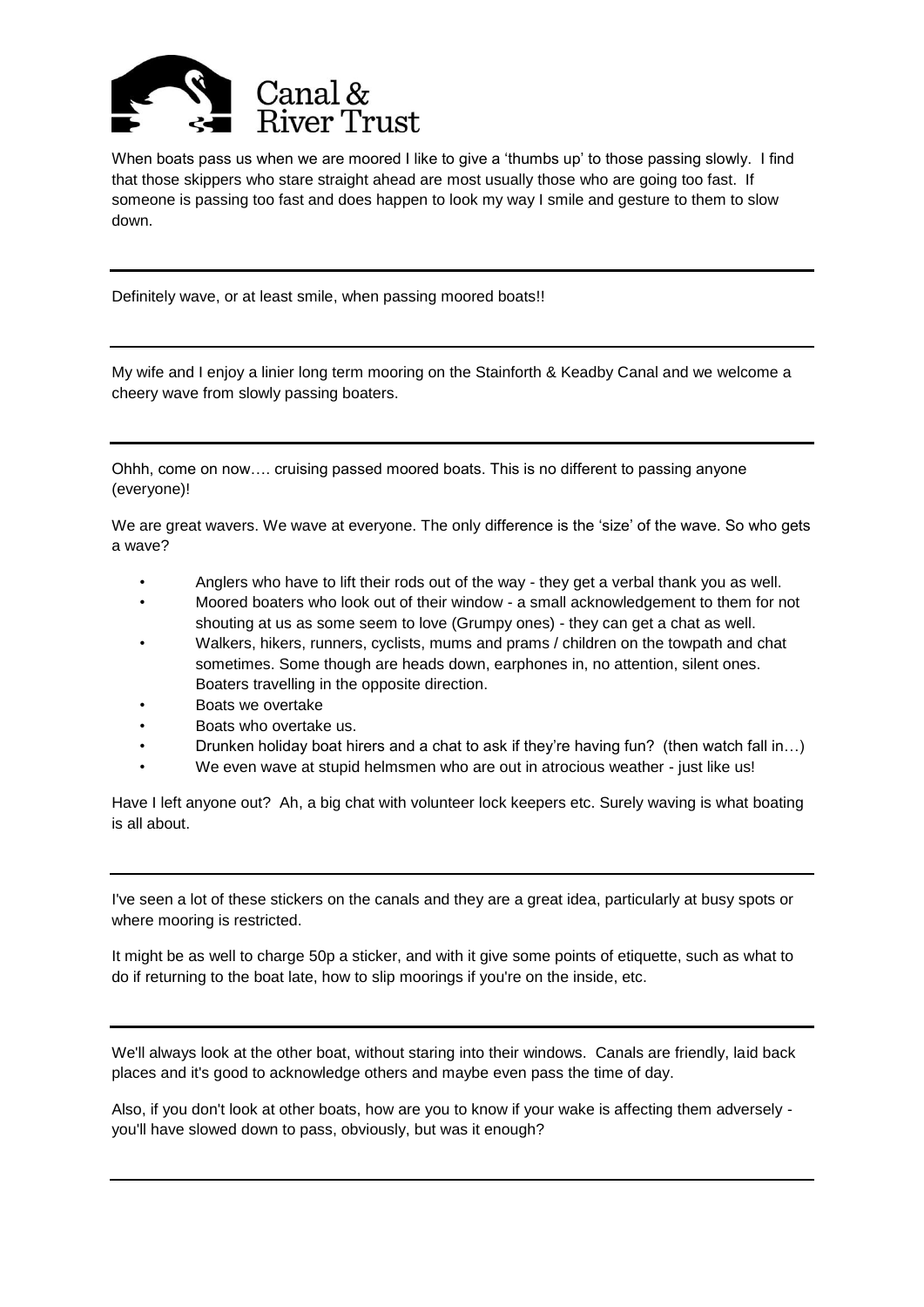When boats pass us when we are moored I like to give a 'thumbs up' to those passing slowly. I find that those skippers who stare straight ahead are most usually those who are going too fast. If someone is passing too fast and does happen to look my way I smile and gesture to them to slow down.

---

Definitely wave, or at least smile, when passing moored boats!!

---

My wife and I enjoy a linier long term mooring on the Stainforth & Keadby Canal and we welcome a cheery wave from slowly passing boaters.

---

Ohhh, come on now…. cruising passed moored boats. This is no different to passing anyone (everyone)!

We are great wavers. We wave at everyone. The only difference is the 'size' of the wave. So who gets a wave?

- Anglers who have to lift their rods out of the way - they get a verbal thank you as well.
- Moored boaters who look out of their window - a small acknowledgement to them for not shouting at us as some seem to love (Grumpy ones) - they can get a chat as well.
- Walkers, hikers, runners, cyclists, mums and prams / children on the towpath and chat sometimes. Some though are heads down, earphones in, no attention, silent ones. Boaters travelling in the opposite direction.
- Boats we overtake
- Boats who overtake us.
- Drunken holiday boat hirers and a chat to ask if they're having fun? (then watch fall in…)
- We even wave at stupid helmsmen who are out in atrocious weather - just like us!

Have I left anyone out? Ah, a big chat with volunteer lock keepers etc. Surely waving is what boating is all about.

---

I've seen a lot of these stickers on the canals and they are a great idea, particularly at busy spots or where mooring is restricted.

It might be as well to charge 50p a sticker, and with it give some points of etiquette, such as what to do if returning to the boat late, how to slip moorings if you're on the inside, etc.

---

We'll always look at the other boat, without staring into their windows. Canals are friendly, laid back places and it's good to acknowledge others and maybe even pass the time of day.

Also, if you don't look at other boats, how are you to know if your wake is affecting them adversely - you'll have slowed down to pass, obviously, but was it enough?

---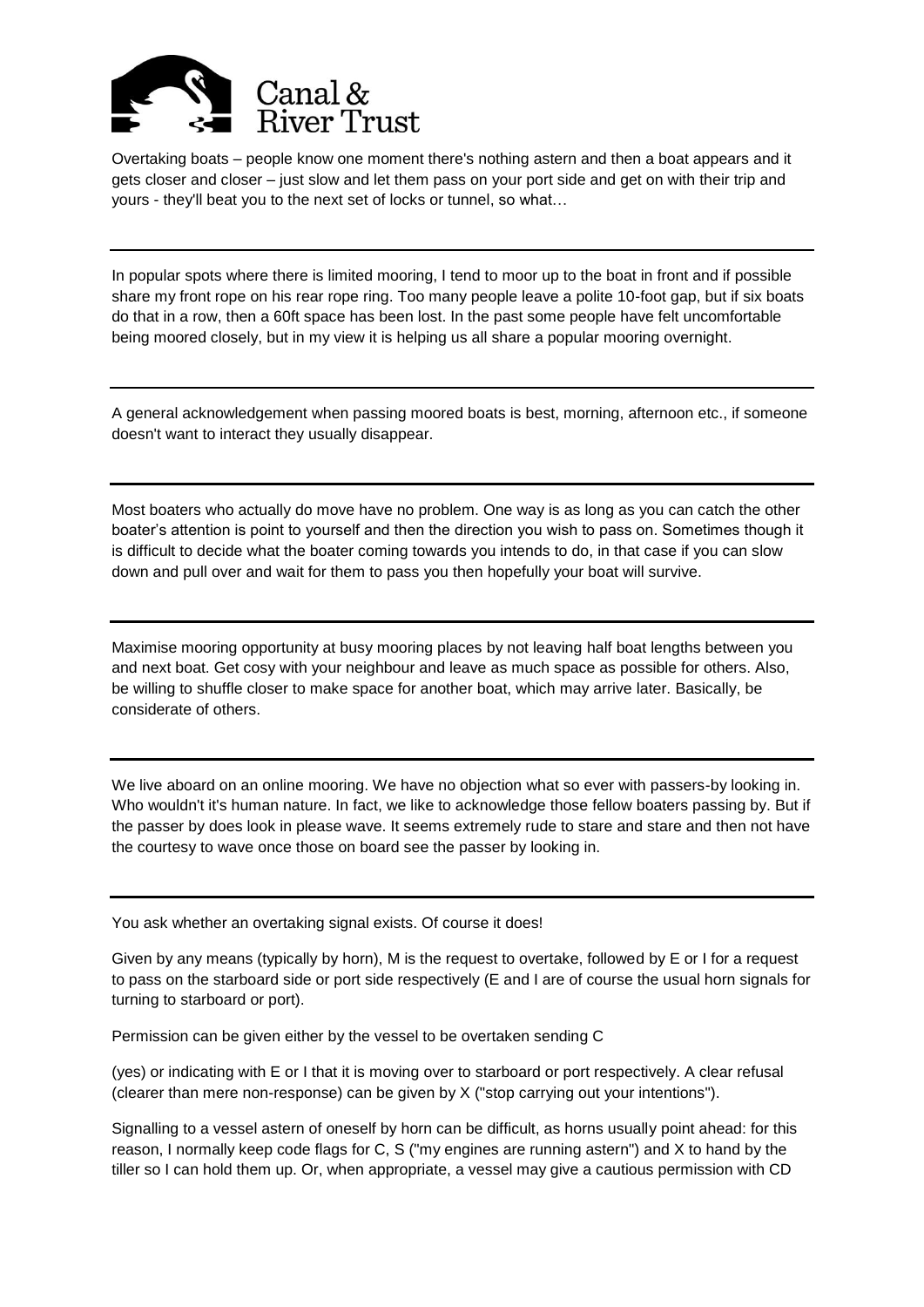Overtaking boats – people know one moment there's nothing astern and then a boat appears and it gets closer and closer – just slow and let them pass on your port side and get on with their trip and yours - they'll beat you to the next set of locks or tunnel, so what…

---

In popular spots where there is limited mooring, I tend to moor up to the boat in front and if possible share my front rope on his rear rope ring. Too many people leave a polite 10-foot gap, but if six boats do that in a row, then a 60ft space has been lost. In the past some people have felt uncomfortable being moored closely, but in my view it is helping us all share a popular mooring overnight.

---

A general acknowledgement when passing moored boats is best, morning, afternoon etc., if someone doesn't want to interact they usually disappear.

---

Most boaters who actually do move have no problem. One way is as long as you can catch the other boater's attention is point to yourself and then the direction you wish to pass on. Sometimes though it is difficult to decide what the boater coming towards you intends to do, in that case if you can slow down and pull over and wait for them to pass you then hopefully your boat will survive.

---

Maximise mooring opportunity at busy mooring places by not leaving half boat lengths between you and next boat. Get cosy with your neighbour and leave as much space as possible for others. Also, be willing to shuffle closer to make space for another boat, which may arrive later. Basically, be considerate of others.

---

We live aboard on an online mooring. We have no objection what so ever with passers-by looking in. Who wouldn't it's human nature. In fact, we like to acknowledge those fellow boaters passing by. But if the passer by does look in please wave. It seems extremely rude to stare and stare and then not have the courtesy to wave once those on board see the passer by looking in.

---

You ask whether an overtaking signal exists. Of course it does!

Given by any means (typically by horn), M is the request to overtake, followed by E or I for a request to pass on the starboard side or port side respectively (E and I are of course the usual horn signals for turning to starboard or port).

Permission can be given either by the vessel to be overtaken sending C

(yes) or indicating with E or I that it is moving over to starboard or port respectively. A clear refusal (clearer than mere non-response) can be given by X ("stop carrying out your intentions").

Signalling to a vessel astern of oneself by horn can be difficult, as horns usually point ahead: for this reason, I normally keep code flags for C, S ("my engines are running astern") and X to hand by the tiller so I can hold them up. Or, when appropriate, a vessel may give a cautious permission with CD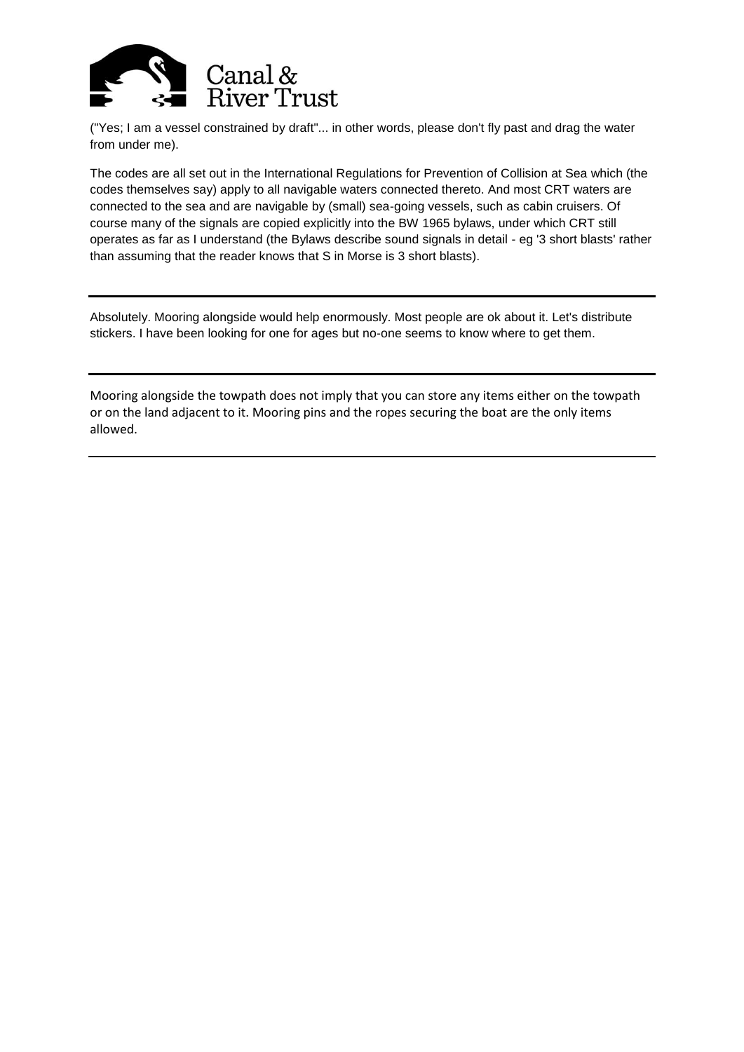("Yes; I am a vessel constrained by draft"... in other words, please don't fly past and drag the water from under me).

The codes are all set out in the International Regulations for Prevention of Collision at Sea which (the codes themselves say) apply to all navigable waters connected thereto. And most CRT waters are connected to the sea and are navigable by (small) sea-going vessels, such as cabin cruisers. Of course many of the signals are copied explicitly into the BW 1965 bylaws, under which CRT still operates as far as I understand (the Bylaws describe sound signals in detail - eg '3 short blasts' rather than assuming that the reader knows that S in Morse is 3 short blasts).

---

Absolutely. Mooring alongside would help enormously. Most people are ok about it. Let's distribute stickers. I have been looking for one for ages but no-one seems to know where to get them.

---

Mooring alongside the towpath does not imply that you can store any items either on the towpath or on the land adjacent to it. Mooring pins and the ropes securing the boat are the only items allowed.

---